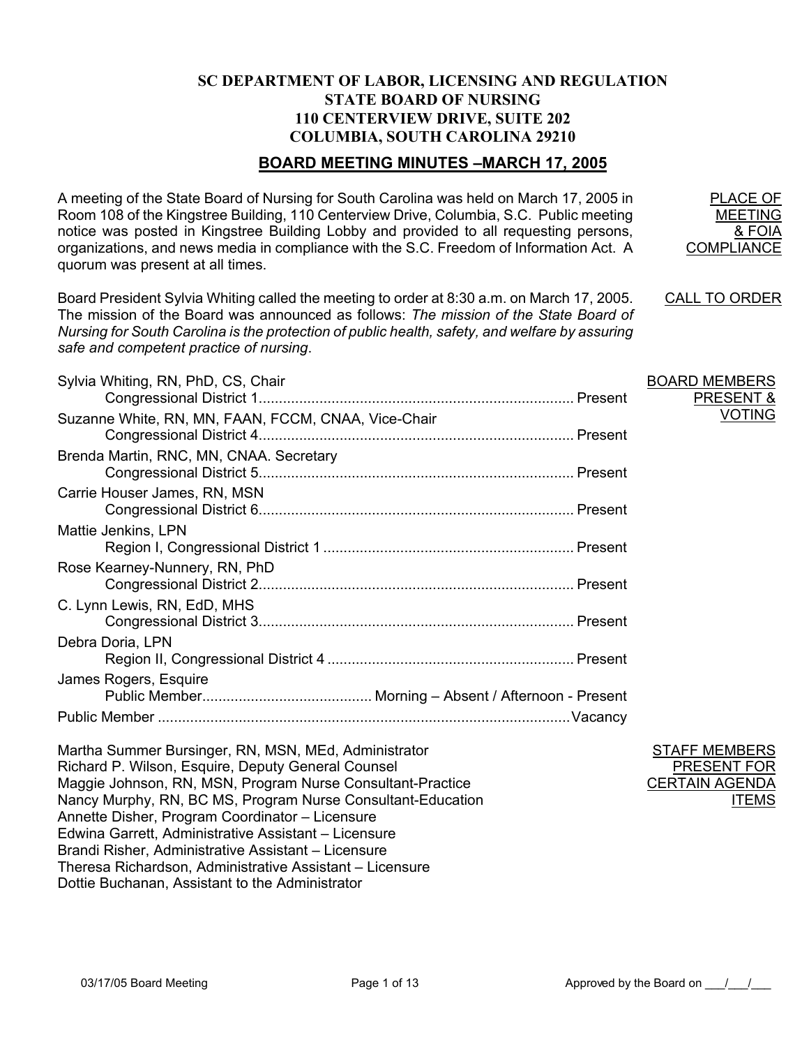# SC DEPARTMENT OF LABOR, LICENSING AND REGULATION
# STATE BOARD OF NURSING
# 110 CENTERVIEW DRIVE, SUITE 202
# COLUMBIA, SOUTH CAROLINA 29210

## BOARD MEETING MINUTES –MARCH 17, 2005

**PLACE OF MEETING & FOIA COMPLIANCE**

A meeting of the State Board of Nursing for South Carolina was held on March 17, 2005 in Room 108 of the Kingstree Building, 110 Centerview Drive, Columbia, S.C. Public meeting notice was posted in Kingstree Building Lobby and provided to all requesting persons, organizations, and news media in compliance with the S.C. Freedom of Information Act. A quorum was present at all times.

**CALL TO ORDER**

Board President Sylvia Whiting called the meeting to order at 8:30 a.m. on March 17, 2005. The mission of the Board was announced as follows: *The mission of the State Board of Nursing for South Carolina is the protection of public health, safety, and welfare by assuring safe and competent practice of nursing*.

**BOARD MEMBERS PRESENT & VOTING**

| Member | Status |
|---|---|
| Sylvia Whiting, RN, PhD, CS, Chair<br>Congressional District 1 | Present |
| Suzanne White, RN, MN, FAAN, FCCM, CNAA, Vice-Chair<br>Congressional District 4 | Present |
| Brenda Martin, RNC, MN, CNAA. Secretary<br>Congressional District 5 | Present |
| Carrie Houser James, RN, MSN<br>Congressional District 6 | Present |
| Mattie Jenkins, LPN<br>Region I, Congressional District 1 | Present |
| Rose Kearney-Nunnery, RN, PhD<br>Congressional District 2 | Present |
| C. Lynn Lewis, RN, EdD, MHS<br>Congressional District 3 | Present |
| Debra Doria, LPN<br>Region II, Congressional District 4 | Present |
| James Rogers, Esquire<br>Public Member | Morning – Absent / Afternoon - Present |
| Public Member | Vacancy |

**STAFF MEMBERS PRESENT FOR CERTAIN AGENDA ITEMS**

Martha Summer Bursinger, RN, MSN, MEd, Administrator
Richard P. Wilson, Esquire, Deputy General Counsel
Maggie Johnson, RN, MSN, Program Nurse Consultant-Practice
Nancy Murphy, RN, BC MS, Program Nurse Consultant-Education
Annette Disher, Program Coordinator – Licensure
Edwina Garrett, Administrative Assistant – Licensure
Brandi Risher, Administrative Assistant – Licensure
Theresa Richardson, Administrative Assistant – Licensure
Dottie Buchanan, Assistant to the Administrator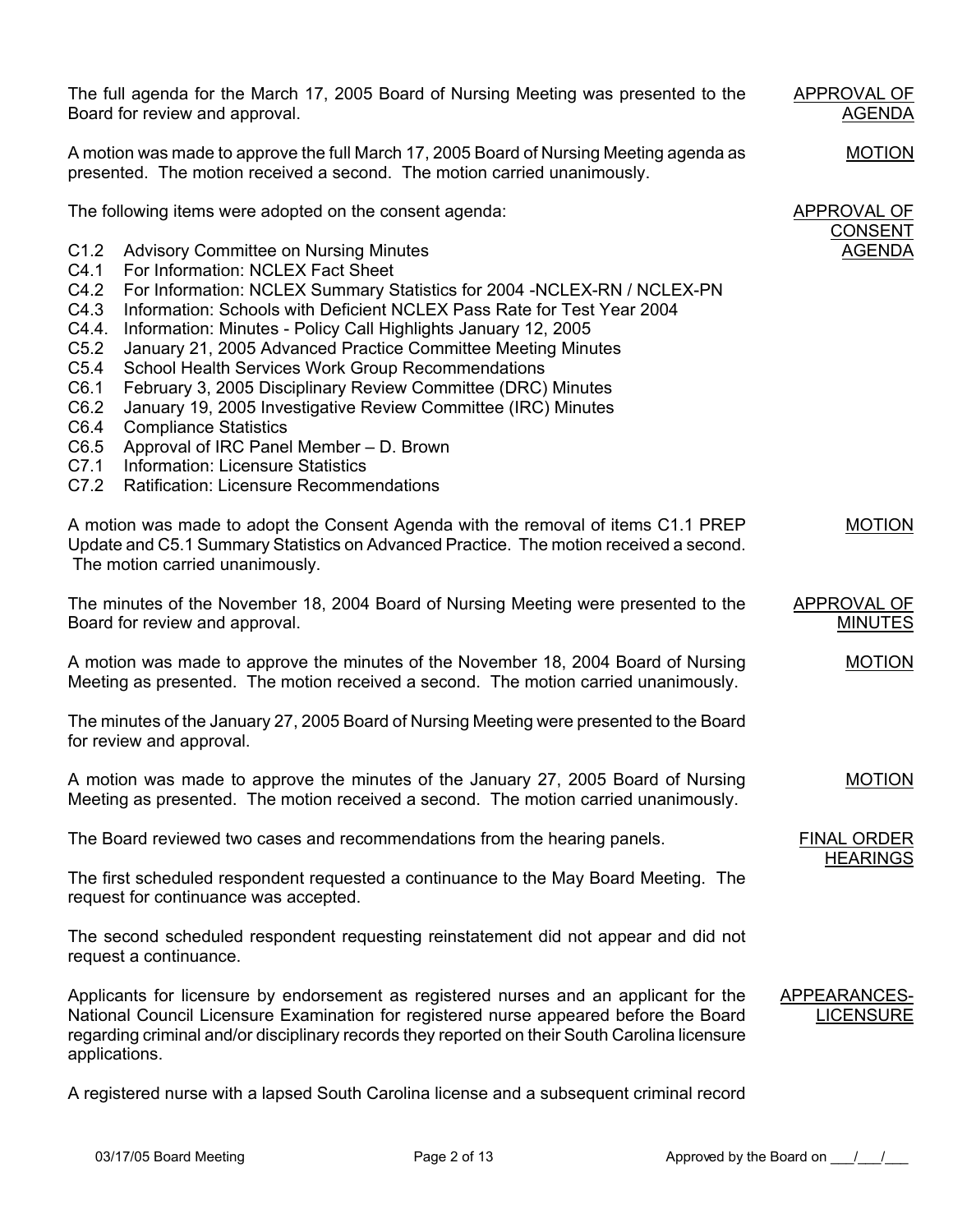The full agenda for the March 17, 2005 Board of Nursing Meeting was presented to the Board for review and approval. <u>APPROVAL OF AGENDA</u>

A motion was made to approve the full March 17, 2005 Board of Nursing Meeting agenda as presented. The motion received a second. The motion carried unanimously. <u>MOTION</u>

The following items were adopted on the consent agenda: <u>APPROVAL OF CONSENT AGENDA</u>

- C1.2 Advisory Committee on Nursing Minutes
- C4.1 For Information: NCLEX Fact Sheet
- C4.2 For Information: NCLEX Summary Statistics for 2004 -NCLEX-RN / NCLEX-PN
- C4.3 Information: Schools with Deficient NCLEX Pass Rate for Test Year 2004
- C4.4. Information: Minutes - Policy Call Highlights January 12, 2005
- C5.2 January 21, 2005 Advanced Practice Committee Meeting Minutes
- C5.4 School Health Services Work Group Recommendations
- C6.1 February 3, 2005 Disciplinary Review Committee (DRC) Minutes
- C6.2 January 19, 2005 Investigative Review Committee (IRC) Minutes
- C6.4 Compliance Statistics
- C6.5 Approval of IRC Panel Member – D. Brown
- C7.1 Information: Licensure Statistics
- C7.2 Ratification: Licensure Recommendations

A motion was made to adopt the Consent Agenda with the removal of items C1.1 PREP Update and C5.1 Summary Statistics on Advanced Practice. The motion received a second. The motion carried unanimously. <u>MOTION</u>

The minutes of the November 18, 2004 Board of Nursing Meeting were presented to the Board for review and approval. <u>APPROVAL OF MINUTES</u>

A motion was made to approve the minutes of the November 18, 2004 Board of Nursing Meeting as presented. The motion received a second. The motion carried unanimously. <u>MOTION</u>

The minutes of the January 27, 2005 Board of Nursing Meeting were presented to the Board for review and approval.

A motion was made to approve the minutes of the January 27, 2005 Board of Nursing Meeting as presented. The motion received a second. The motion carried unanimously. <u>MOTION</u>

The Board reviewed two cases and recommendations from the hearing panels. <u>FINAL ORDER HEARINGS</u>

The first scheduled respondent requested a continuance to the May Board Meeting. The request for continuance was accepted.

The second scheduled respondent requesting reinstatement did not appear and did not request a continuance.

Applicants for licensure by endorsement as registered nurses and an applicant for the National Council Licensure Examination for registered nurse appeared before the Board regarding criminal and/or disciplinary records they reported on their South Carolina licensure applications. <u>APPEARANCES-LICENSURE</u>

A registered nurse with a lapsed South Carolina license and a subsequent criminal record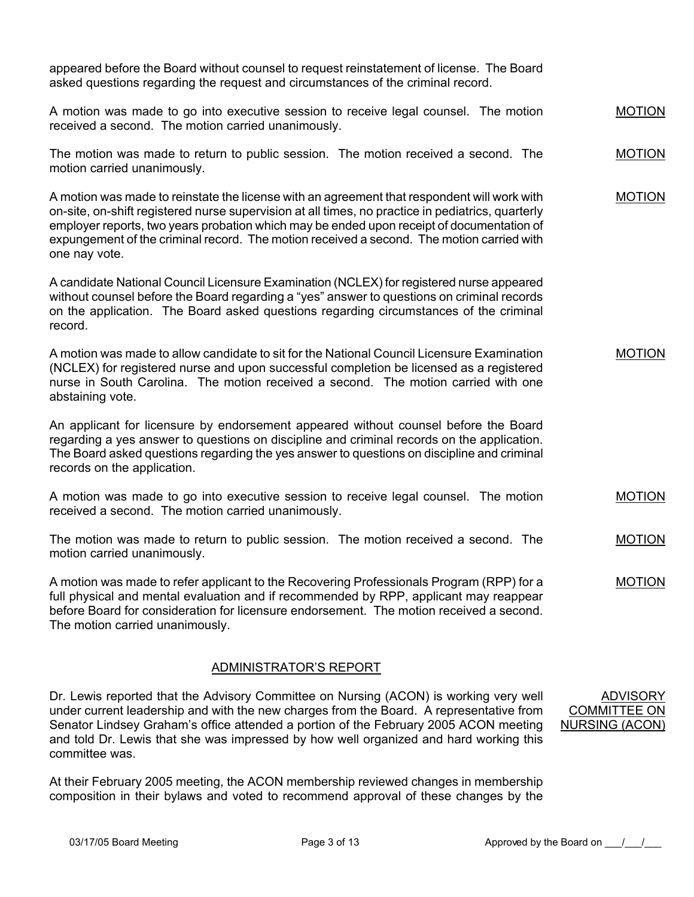appeared before the Board without counsel to request reinstatement of license. The Board asked questions regarding the request and circumstances of the criminal record.

A motion was made to go into executive session to receive legal counsel. The motion received a second. The motion carried unanimously. <u>MOTION</u>

The motion was made to return to public session. The motion received a second. The motion carried unanimously. <u>MOTION</u>

A motion was made to reinstate the license with an agreement that respondent will work with on-site, on-shift registered nurse supervision at all times, no practice in pediatrics, quarterly employer reports, two years probation which may be ended upon receipt of documentation of expungement of the criminal record. The motion received a second. The motion carried with one nay vote. <u>MOTION</u>

A candidate National Council Licensure Examination (NCLEX) for registered nurse appeared without counsel before the Board regarding a "yes" answer to questions on criminal records on the application. The Board asked questions regarding circumstances of the criminal record.

A motion was made to allow candidate to sit for the National Council Licensure Examination (NCLEX) for registered nurse and upon successful completion be licensed as a registered nurse in South Carolina. The motion received a second. The motion carried with one abstaining vote. <u>MOTION</u>

An applicant for licensure by endorsement appeared without counsel before the Board regarding a yes answer to questions on discipline and criminal records on the application. The Board asked questions regarding the yes answer to questions on discipline and criminal records on the application.

A motion was made to go into executive session to receive legal counsel. The motion received a second. The motion carried unanimously. <u>MOTION</u>

The motion was made to return to public session. The motion received a second. The motion carried unanimously. <u>MOTION</u>

A motion was made to refer applicant to the Recovering Professionals Program (RPP) for a full physical and mental evaluation and if recommended by RPP, applicant may reappear before Board for consideration for licensure endorsement. The motion received a second. The motion carried unanimously. <u>MOTION</u>

## <u>ADMINISTRATOR'S REPORT</u>

<u>ADVISORY COMMITTEE ON NURSING (ACON)</u>

Dr. Lewis reported that the Advisory Committee on Nursing (ACON) is working very well under current leadership and with the new charges from the Board. A representative from Senator Lindsey Graham's office attended a portion of the February 2005 ACON meeting and told Dr. Lewis that she was impressed by how well organized and hard working this committee was.

At their February 2005 meeting, the ACON membership reviewed changes in membership composition in their bylaws and voted to recommend approval of these changes by the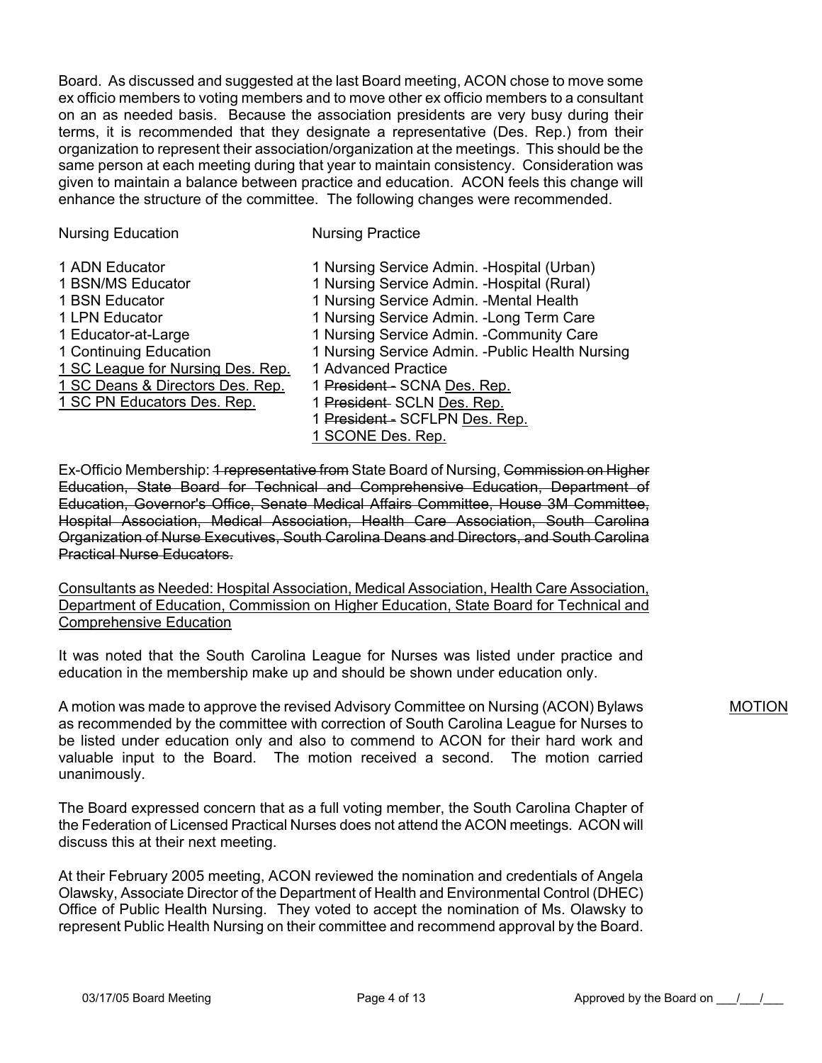Board. As discussed and suggested at the last Board meeting, ACON chose to move some ex officio members to voting members and to move other ex officio members to a consultant on an as needed basis. Because the association presidents are very busy during their terms, it is recommended that they designate a representative (Des. Rep.) from their organization to represent their association/organization at the meetings. This should be the same person at each meeting during that year to maintain consistency. Consideration was given to maintain a balance between practice and education. ACON feels this change will enhance the structure of the committee. The following changes were recommended.

| Nursing Education | Nursing Practice |
|---|---|
| 1 ADN Educator | 1 Nursing Service Admin. -Hospital (Urban) |
| 1 BSN/MS Educator | 1 Nursing Service Admin. -Hospital (Rural) |
| 1 BSN Educator | 1 Nursing Service Admin. -Mental Health |
| 1 LPN Educator | 1 Nursing Service Admin. -Long Term Care |
| 1 Educator-at-Large | 1 Nursing Service Admin. -Community Care |
| 1 Continuing Education | 1 Nursing Service Admin. -Public Health Nursing |
| <u>1 SC League for Nursing Des. Rep.</u> | 1 Advanced Practice |
| <u>1 SC Deans & Directors Des. Rep.</u> | 1 ~~President -~~ SCNA <u>Des. Rep.</u> |
| <u>1 SC PN Educators Des. Rep.</u> | 1 ~~President~~ SCLN <u>Des. Rep.</u> |
| | 1 ~~President -~~ SCFLPN <u>Des. Rep.</u> |
| | <u>1 SCONE Des. Rep.</u> |

Ex-Officio Membership: ~~1 representative from~~ State Board of Nursing, ~~Commission on Higher Education, State Board for Technical and Comprehensive Education, Department of Education, Governor's Office, Senate Medical Affairs Committee, House 3M Committee, Hospital Association, Medical Association, Health Care Association, South Carolina Organization of Nurse Executives, South Carolina Deans and Directors, and South Carolina Practical Nurse Educators.~~

<u>Consultants as Needed: Hospital Association, Medical Association, Health Care Association, Department of Education, Commission on Higher Education, State Board for Technical and Comprehensive Education</u>

It was noted that the South Carolina League for Nurses was listed under practice and education in the membership make up and should be shown under education only.

A motion was made to approve the revised Advisory Committee on Nursing (ACON) Bylaws as recommended by the committee with correction of South Carolina League for Nurses to be listed under education only and also to commend to ACON for their hard work and valuable input to the Board. The motion received a second. The motion carried unanimously.

<u>MOTION</u>

The Board expressed concern that as a full voting member, the South Carolina Chapter of the Federation of Licensed Practical Nurses does not attend the ACON meetings. ACON will discuss this at their next meeting.

At their February 2005 meeting, ACON reviewed the nomination and credentials of Angela Olawsky, Associate Director of the Department of Health and Environmental Control (DHEC) Office of Public Health Nursing. They voted to accept the nomination of Ms. Olawsky to represent Public Health Nursing on their committee and recommend approval by the Board.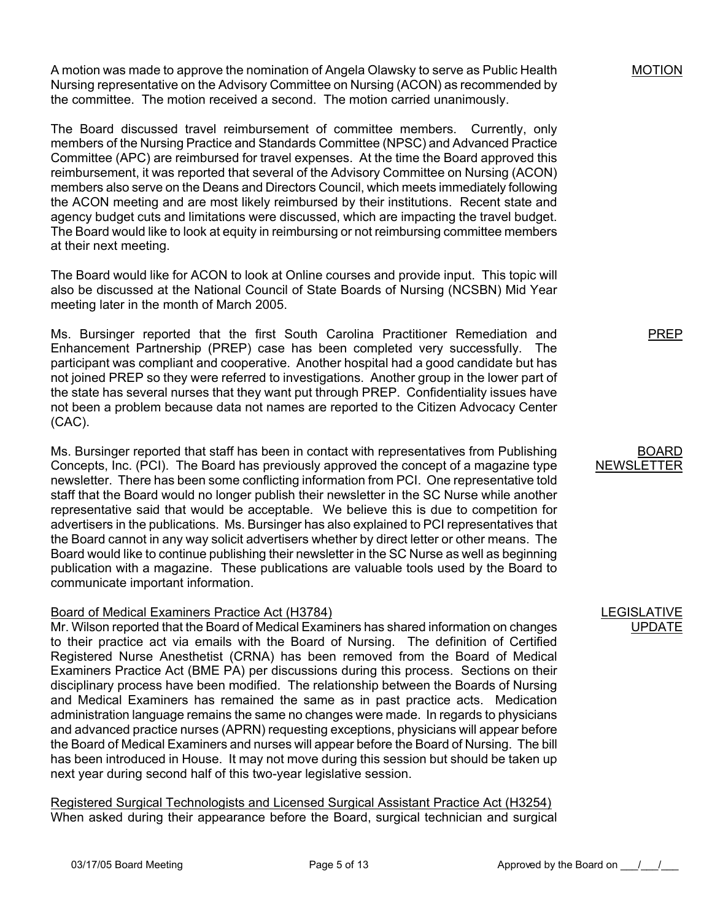A motion was made to approve the nomination of Angela Olawsky to serve as Public Health Nursing representative on the Advisory Committee on Nursing (ACON) as recommended by the committee. The motion received a second. The motion carried unanimously.

MOTION

The Board discussed travel reimbursement of committee members. Currently, only members of the Nursing Practice and Standards Committee (NPSC) and Advanced Practice Committee (APC) are reimbursed for travel expenses. At the time the Board approved this reimbursement, it was reported that several of the Advisory Committee on Nursing (ACON) members also serve on the Deans and Directors Council, which meets immediately following the ACON meeting and are most likely reimbursed by their institutions. Recent state and agency budget cuts and limitations were discussed, which are impacting the travel budget. The Board would like to look at equity in reimbursing or not reimbursing committee members at their next meeting.

The Board would like for ACON to look at Online courses and provide input. This topic will also be discussed at the National Council of State Boards of Nursing (NCSBN) Mid Year meeting later in the month of March 2005.

PREP

Ms. Bursinger reported that the first South Carolina Practitioner Remediation and Enhancement Partnership (PREP) case has been completed very successfully. The participant was compliant and cooperative. Another hospital had a good candidate but has not joined PREP so they were referred to investigations. Another group in the lower part of the state has several nurses that they want put through PREP. Confidentiality issues have not been a problem because data not names are reported to the Citizen Advocacy Center (CAC).

BOARD NEWSLETTER

Ms. Bursinger reported that staff has been in contact with representatives from Publishing Concepts, Inc. (PCI). The Board has previously approved the concept of a magazine type newsletter. There has been some conflicting information from PCI. One representative told staff that the Board would no longer publish their newsletter in the SC Nurse while another representative said that would be acceptable. We believe this is due to competition for advertisers in the publications. Ms. Bursinger has also explained to PCI representatives that the Board cannot in any way solicit advertisers whether by direct letter or other means. The Board would like to continue publishing their newsletter in the SC Nurse as well as beginning publication with a magazine. These publications are valuable tools used by the Board to communicate important information.

LEGISLATIVE UPDATE

Board of Medical Examiners Practice Act (H3784)

Mr. Wilson reported that the Board of Medical Examiners has shared information on changes to their practice act via emails with the Board of Nursing. The definition of Certified Registered Nurse Anesthetist (CRNA) has been removed from the Board of Medical Examiners Practice Act (BME PA) per discussions during this process. Sections on their disciplinary process have been modified. The relationship between the Boards of Nursing and Medical Examiners has remained the same as in past practice acts. Medication administration language remains the same no changes were made. In regards to physicians and advanced practice nurses (APRN) requesting exceptions, physicians will appear before the Board of Medical Examiners and nurses will appear before the Board of Nursing. The bill has been introduced in House. It may not move during this session but should be taken up next year during second half of this two-year legislative session.

Registered Surgical Technologists and Licensed Surgical Assistant Practice Act (H3254)

When asked during their appearance before the Board, surgical technician and surgical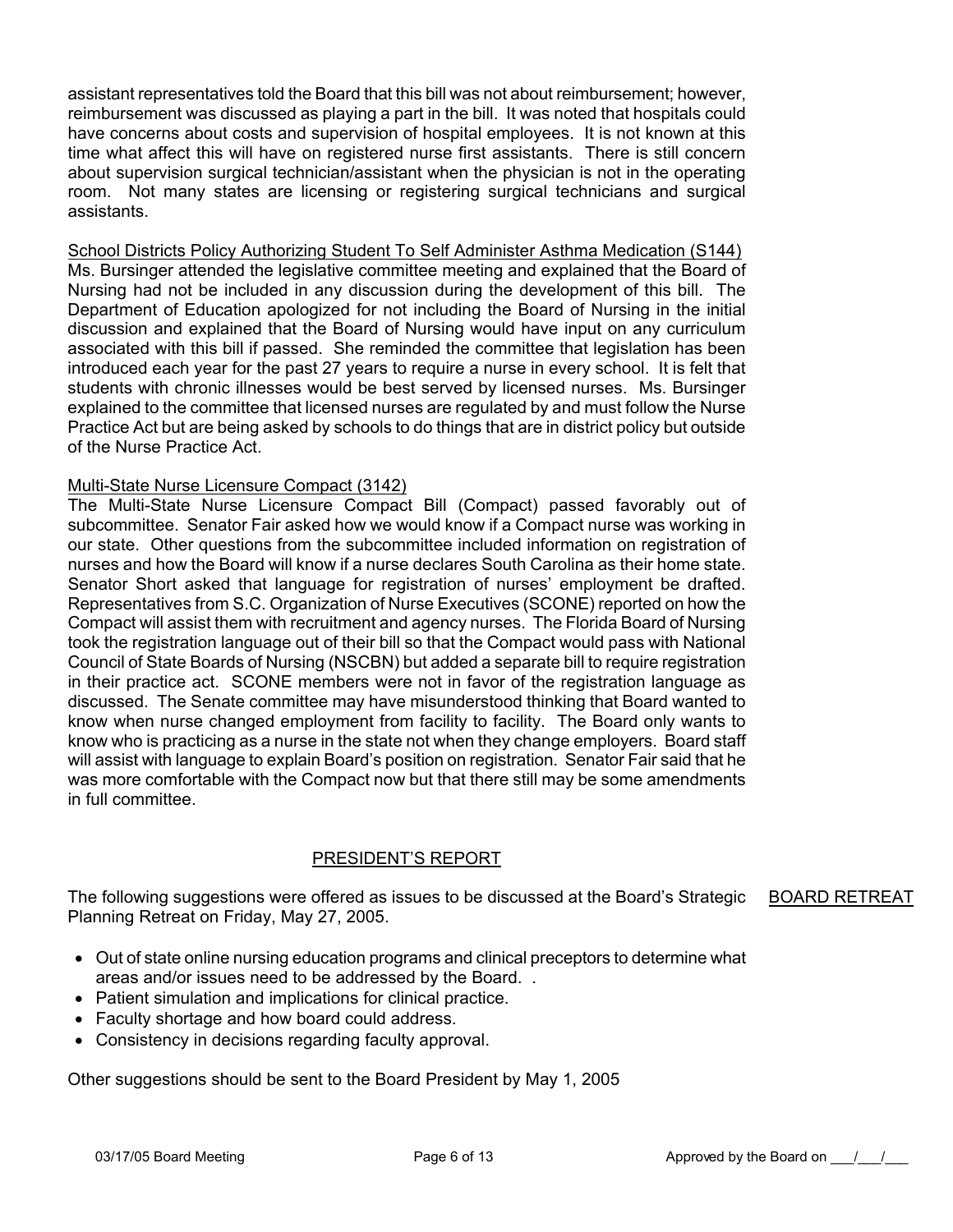assistant representatives told the Board that this bill was not about reimbursement; however, reimbursement was discussed as playing a part in the bill. It was noted that hospitals could have concerns about costs and supervision of hospital employees. It is not known at this time what affect this will have on registered nurse first assistants. There is still concern about supervision surgical technician/assistant when the physician is not in the operating room. Not many states are licensing or registering surgical technicians and surgical assistants.

School Districts Policy Authorizing Student To Self Administer Asthma Medication (S144)

Ms. Bursinger attended the legislative committee meeting and explained that the Board of Nursing had not be included in any discussion during the development of this bill. The Department of Education apologized for not including the Board of Nursing in the initial discussion and explained that the Board of Nursing would have input on any curriculum associated with this bill if passed. She reminded the committee that legislation has been introduced each year for the past 27 years to require a nurse in every school. It is felt that students with chronic illnesses would be best served by licensed nurses. Ms. Bursinger explained to the committee that licensed nurses are regulated by and must follow the Nurse Practice Act but are being asked by schools to do things that are in district policy but outside of the Nurse Practice Act.

Multi-State Nurse Licensure Compact (3142)

The Multi-State Nurse Licensure Compact Bill (Compact) passed favorably out of subcommittee. Senator Fair asked how we would know if a Compact nurse was working in our state. Other questions from the subcommittee included information on registration of nurses and how the Board will know if a nurse declares South Carolina as their home state. Senator Short asked that language for registration of nurses' employment be drafted. Representatives from S.C. Organization of Nurse Executives (SCONE) reported on how the Compact will assist them with recruitment and agency nurses. The Florida Board of Nursing took the registration language out of their bill so that the Compact would pass with National Council of State Boards of Nursing (NSCBN) but added a separate bill to require registration in their practice act. SCONE members were not in favor of the registration language as discussed. The Senate committee may have misunderstood thinking that Board wanted to know when nurse changed employment from facility to facility. The Board only wants to know who is practicing as a nurse in the state not when they change employers. Board staff will assist with language to explain Board's position on registration. Senator Fair said that he was more comfortable with the Compact now but that there still may be some amendments in full committee.

## PRESIDENT'S REPORT

BOARD RETREAT

The following suggestions were offered as issues to be discussed at the Board's Strategic Planning Retreat on Friday, May 27, 2005.

- Out of state online nursing education programs and clinical preceptors to determine what areas and/or issues need to be addressed by the Board. .
- Patient simulation and implications for clinical practice.
- Faculty shortage and how board could address.
- Consistency in decisions regarding faculty approval.

Other suggestions should be sent to the Board President by May 1, 2005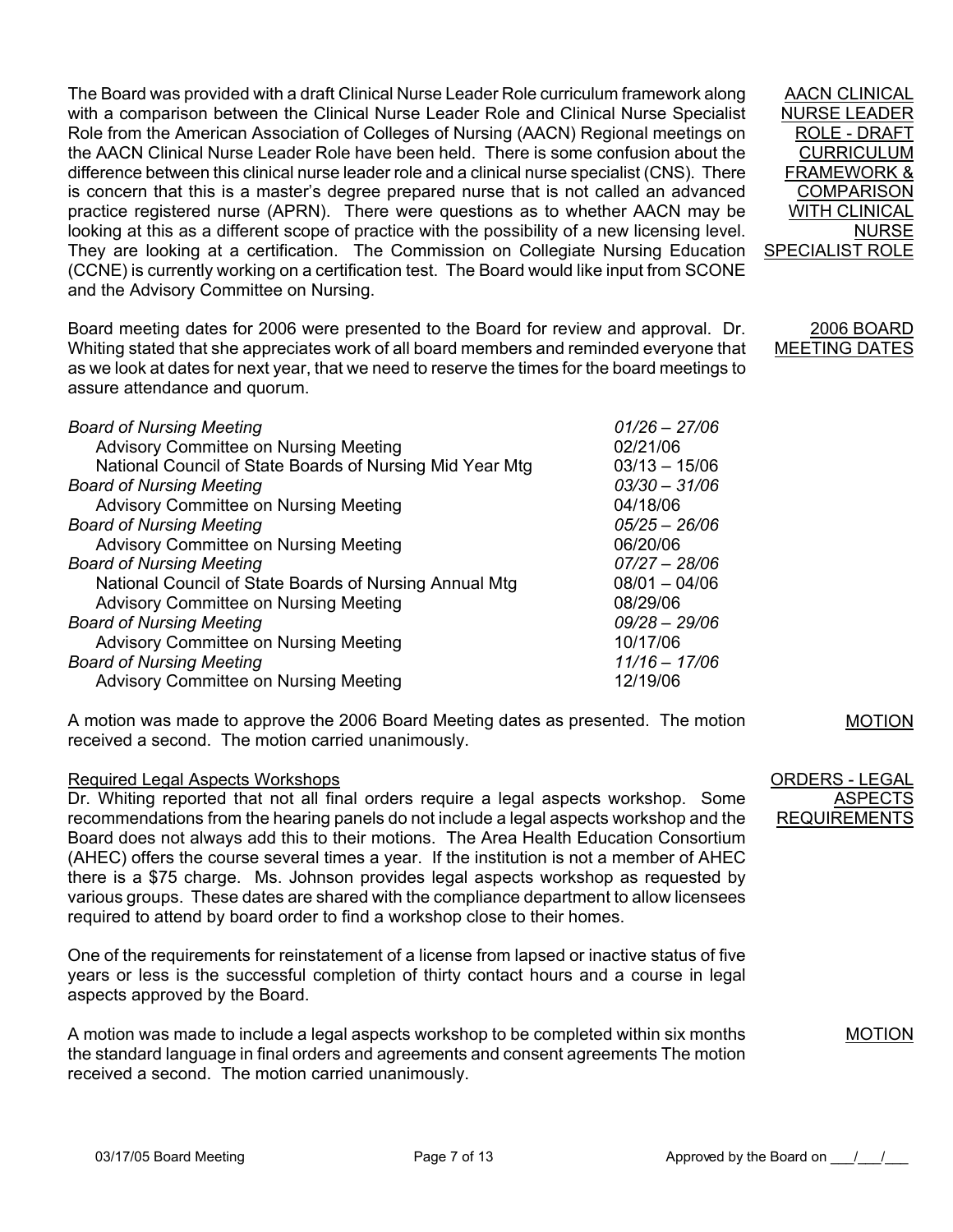**AACN CLINICAL NURSE LEADER ROLE - DRAFT CURRICULUM FRAMEWORK & COMPARISON WITH CLINICAL NURSE SPECIALIST ROLE**

The Board was provided with a draft Clinical Nurse Leader Role curriculum framework along with a comparison between the Clinical Nurse Leader Role and Clinical Nurse Specialist Role from the American Association of Colleges of Nursing (AACN) Regional meetings on the AACN Clinical Nurse Leader Role have been held. There is some confusion about the difference between this clinical nurse leader role and a clinical nurse specialist (CNS). There is concern that this is a master's degree prepared nurse that is not called an advanced practice registered nurse (APRN). There were questions as to whether AACN may be looking at this as a different scope of practice with the possibility of a new licensing level. They are looking at a certification. The Commission on Collegiate Nursing Education (CCNE) is currently working on a certification test. The Board would like input from SCONE and the Advisory Committee on Nursing.

**2006 BOARD MEETING DATES**

Board meeting dates for 2006 were presented to the Board for review and approval. Dr. Whiting stated that she appreciates work of all board members and reminded everyone that as we look at dates for next year, that we need to reserve the times for the board meetings to assure attendance and quorum.

| Meeting | Date |
|---|---|
| *Board of Nursing Meeting* | *01/26 – 27/06* |
| Advisory Committee on Nursing Meeting | 02/21/06 |
| National Council of State Boards of Nursing Mid Year Mtg | 03/13 – 15/06 |
| *Board of Nursing Meeting* | *03/30 – 31/06* |
| Advisory Committee on Nursing Meeting | 04/18/06 |
| *Board of Nursing Meeting* | *05/25 – 26/06* |
| Advisory Committee on Nursing Meeting | 06/20/06 |
| *Board of Nursing Meeting* | *07/27 – 28/06* |
| National Council of State Boards of Nursing Annual Mtg | 08/01 – 04/06 |
| Advisory Committee on Nursing Meeting | 08/29/06 |
| *Board of Nursing Meeting* | *09/28 – 29/06* |
| Advisory Committee on Nursing Meeting | 10/17/06 |
| *Board of Nursing Meeting* | *11/16 – 17/06* |
| Advisory Committee on Nursing Meeting | 12/19/06 |

**MOTION**

A motion was made to approve the 2006 Board Meeting dates as presented. The motion received a second. The motion carried unanimously.

**ORDERS - LEGAL ASPECTS REQUIREMENTS**

Required Legal Aspects Workshops

Dr. Whiting reported that not all final orders require a legal aspects workshop. Some recommendations from the hearing panels do not include a legal aspects workshop and the Board does not always add this to their motions. The Area Health Education Consortium (AHEC) offers the course several times a year. If the institution is not a member of AHEC there is a $75 charge. Ms. Johnson provides legal aspects workshop as requested by various groups. These dates are shared with the compliance department to allow licensees required to attend by board order to find a workshop close to their homes.

One of the requirements for reinstatement of a license from lapsed or inactive status of five years or less is the successful completion of thirty contact hours and a course in legal aspects approved by the Board.

**MOTION**

A motion was made to include a legal aspects workshop to be completed within six months the standard language in final orders and agreements and consent agreements The motion received a second. The motion carried unanimously.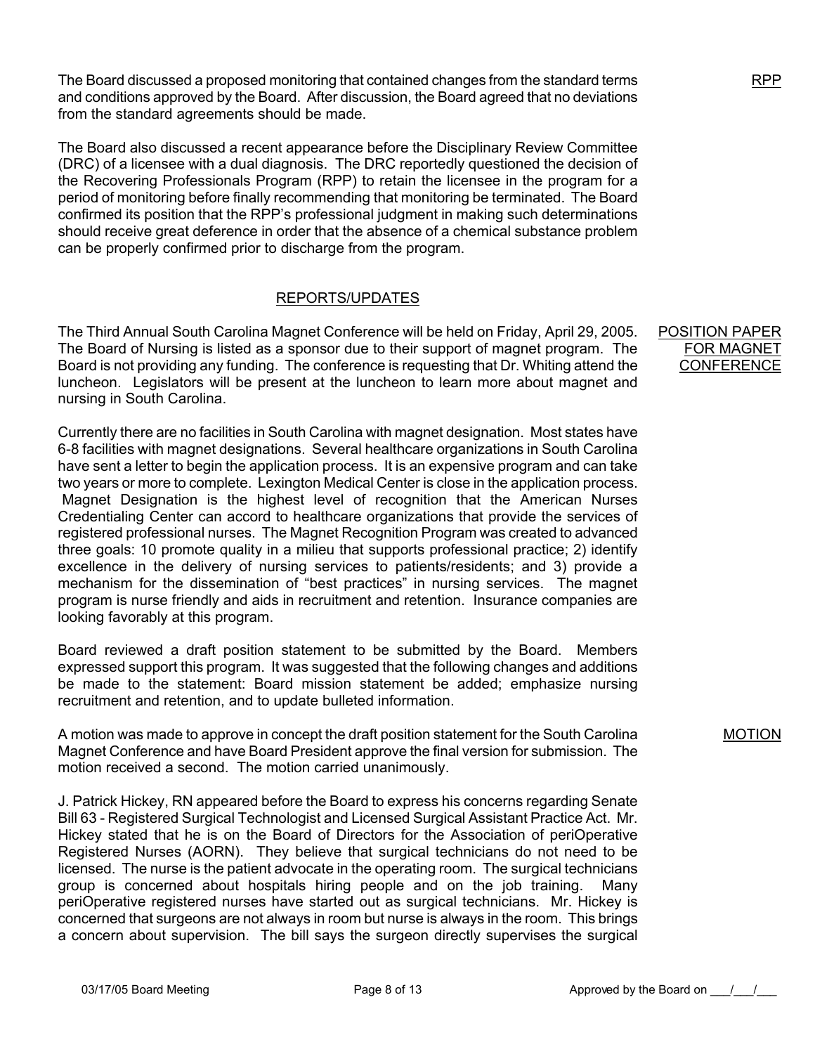RPP

The Board discussed a proposed monitoring that contained changes from the standard terms and conditions approved by the Board. After discussion, the Board agreed that no deviations from the standard agreements should be made.

The Board also discussed a recent appearance before the Disciplinary Review Committee (DRC) of a licensee with a dual diagnosis. The DRC reportedly questioned the decision of the Recovering Professionals Program (RPP) to retain the licensee in the program for a period of monitoring before finally recommending that monitoring be terminated. The Board confirmed its position that the RPP's professional judgment in making such determinations should receive great deference in order that the absence of a chemical substance problem can be properly confirmed prior to discharge from the program.

## REPORTS/UPDATES

POSITION PAPER FOR MAGNET CONFERENCE

The Third Annual South Carolina Magnet Conference will be held on Friday, April 29, 2005. The Board of Nursing is listed as a sponsor due to their support of magnet program. The Board is not providing any funding. The conference is requesting that Dr. Whiting attend the luncheon. Legislators will be present at the luncheon to learn more about magnet and nursing in South Carolina.

Currently there are no facilities in South Carolina with magnet designation. Most states have 6-8 facilities with magnet designations. Several healthcare organizations in South Carolina have sent a letter to begin the application process. It is an expensive program and can take two years or more to complete. Lexington Medical Center is close in the application process. Magnet Designation is the highest level of recognition that the American Nurses Credentialing Center can accord to healthcare organizations that provide the services of registered professional nurses. The Magnet Recognition Program was created to advanced three goals: 10 promote quality in a milieu that supports professional practice; 2) identify excellence in the delivery of nursing services to patients/residents; and 3) provide a mechanism for the dissemination of "best practices" in nursing services. The magnet program is nurse friendly and aids in recruitment and retention. Insurance companies are looking favorably at this program.

Board reviewed a draft position statement to be submitted by the Board. Members expressed support this program. It was suggested that the following changes and additions be made to the statement: Board mission statement be added; emphasize nursing recruitment and retention, and to update bulleted information.

MOTION

A motion was made to approve in concept the draft position statement for the South Carolina Magnet Conference and have Board President approve the final version for submission. The motion received a second. The motion carried unanimously.

J. Patrick Hickey, RN appeared before the Board to express his concerns regarding Senate Bill 63 - Registered Surgical Technologist and Licensed Surgical Assistant Practice Act. Mr. Hickey stated that he is on the Board of Directors for the Association of periOperative Registered Nurses (AORN). They believe that surgical technicians do not need to be licensed. The nurse is the patient advocate in the operating room. The surgical technicians group is concerned about hospitals hiring people and on the job training. Many periOperative registered nurses have started out as surgical technicians. Mr. Hickey is concerned that surgeons are not always in room but nurse is always in the room. This brings a concern about supervision. The bill says the surgeon directly supervises the surgical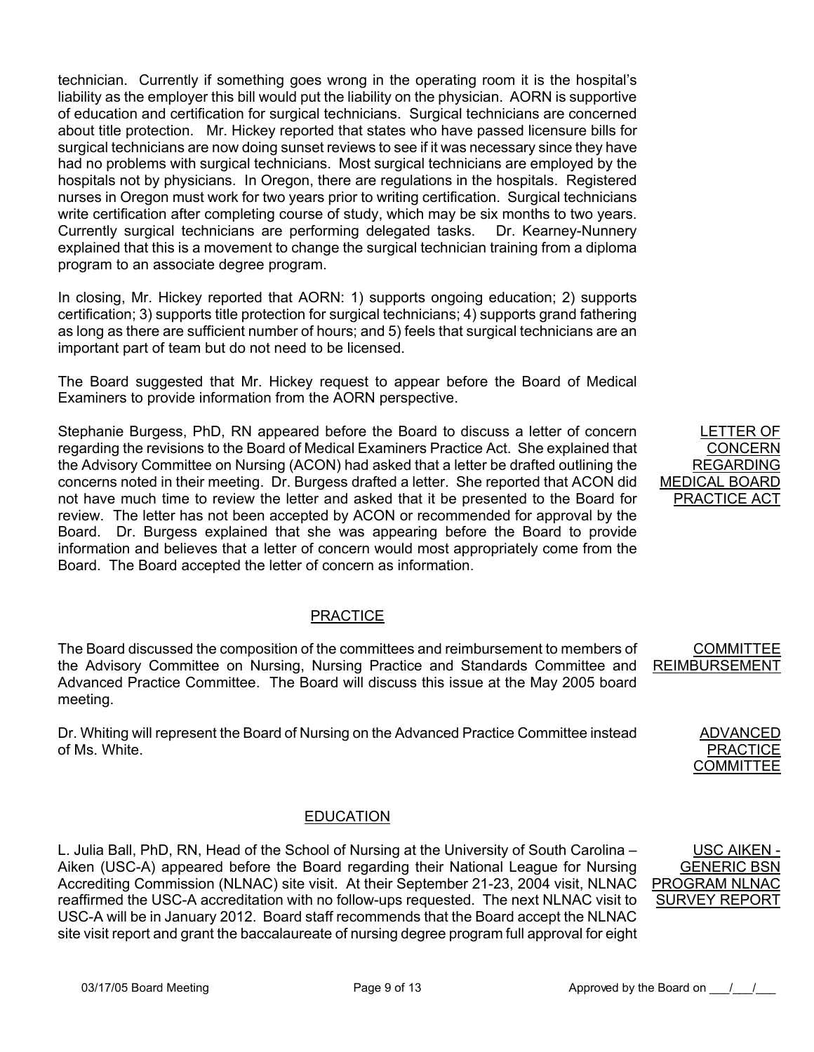technician. Currently if something goes wrong in the operating room it is the hospital's liability as the employer this bill would put the liability on the physician. AORN is supportive of education and certification for surgical technicians. Surgical technicians are concerned about title protection. Mr. Hickey reported that states who have passed licensure bills for surgical technicians are now doing sunset reviews to see if it was necessary since they have had no problems with surgical technicians. Most surgical technicians are employed by the hospitals not by physicians. In Oregon, there are regulations in the hospitals. Registered nurses in Oregon must work for two years prior to writing certification. Surgical technicians write certification after completing course of study, which may be six months to two years. Currently surgical technicians are performing delegated tasks. Dr. Kearney-Nunnery explained that this is a movement to change the surgical technician training from a diploma program to an associate degree program.

In closing, Mr. Hickey reported that AORN: 1) supports ongoing education; 2) supports certification; 3) supports title protection for surgical technicians; 4) supports grand fathering as long as there are sufficient number of hours; and 5) feels that surgical technicians are an important part of team but do not need to be licensed.

The Board suggested that Mr. Hickey request to appear before the Board of Medical Examiners to provide information from the AORN perspective.

LETTER OF CONCERN REGARDING MEDICAL BOARD PRACTICE ACT

Stephanie Burgess, PhD, RN appeared before the Board to discuss a letter of concern regarding the revisions to the Board of Medical Examiners Practice Act. She explained that the Advisory Committee on Nursing (ACON) had asked that a letter be drafted outlining the concerns noted in their meeting. Dr. Burgess drafted a letter. She reported that ACON did not have much time to review the letter and asked that it be presented to the Board for review. The letter has not been accepted by ACON or recommended for approval by the Board. Dr. Burgess explained that she was appearing before the Board to provide information and believes that a letter of concern would most appropriately come from the Board. The Board accepted the letter of concern as information.

## PRACTICE

COMMITTEE REIMBURSEMENT

The Board discussed the composition of the committees and reimbursement to members of the Advisory Committee on Nursing, Nursing Practice and Standards Committee and Advanced Practice Committee. The Board will discuss this issue at the May 2005 board meeting.

ADVANCED PRACTICE COMMITTEE

Dr. Whiting will represent the Board of Nursing on the Advanced Practice Committee instead of Ms. White.

## EDUCATION

USC AIKEN - GENERIC BSN PROGRAM NLNAC SURVEY REPORT

L. Julia Ball, PhD, RN, Head of the School of Nursing at the University of South Carolina – Aiken (USC-A) appeared before the Board regarding their National League for Nursing Accrediting Commission (NLNAC) site visit. At their September 21-23, 2004 visit, NLNAC reaffirmed the USC-A accreditation with no follow-ups requested. The next NLNAC visit to USC-A will be in January 2012. Board staff recommends that the Board accept the NLNAC site visit report and grant the baccalaureate of nursing degree program full approval for eight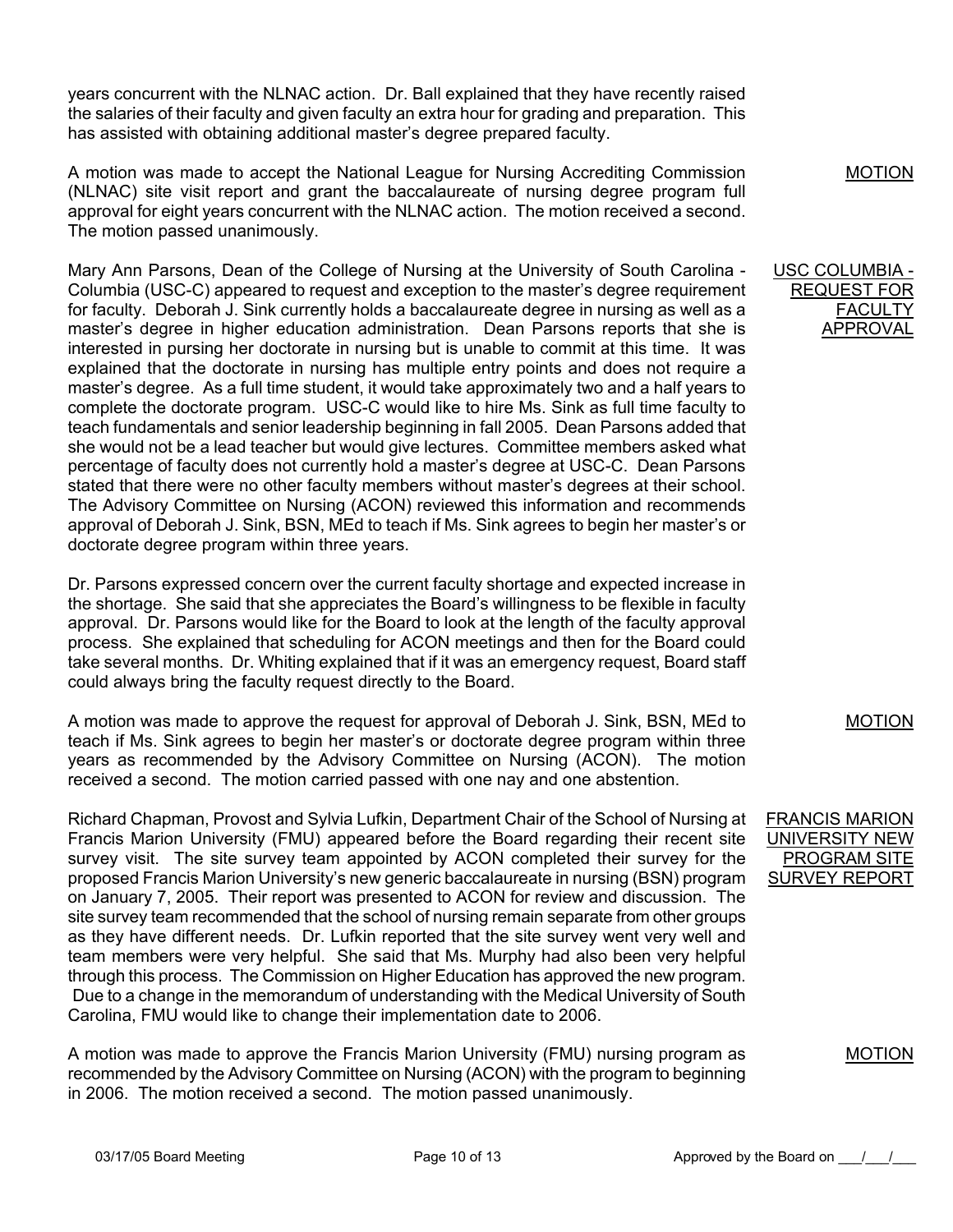years concurrent with the NLNAC action. Dr. Ball explained that they have recently raised the salaries of their faculty and given faculty an extra hour for grading and preparation. This has assisted with obtaining additional master's degree prepared faculty.

<u>MOTION</u>

A motion was made to accept the National League for Nursing Accrediting Commission (NLNAC) site visit report and grant the baccalaureate of nursing degree program full approval for eight years concurrent with the NLNAC action. The motion received a second. The motion passed unanimously.

<u>USC COLUMBIA - REQUEST FOR FACULTY APPROVAL</u>

Mary Ann Parsons, Dean of the College of Nursing at the University of South Carolina - Columbia (USC-C) appeared to request and exception to the master's degree requirement for faculty. Deborah J. Sink currently holds a baccalaureate degree in nursing as well as a master's degree in higher education administration. Dean Parsons reports that she is interested in pursing her doctorate in nursing but is unable to commit at this time. It was explained that the doctorate in nursing has multiple entry points and does not require a master's degree. As a full time student, it would take approximately two and a half years to complete the doctorate program. USC-C would like to hire Ms. Sink as full time faculty to teach fundamentals and senior leadership beginning in fall 2005. Dean Parsons added that she would not be a lead teacher but would give lectures. Committee members asked what percentage of faculty does not currently hold a master's degree at USC-C. Dean Parsons stated that there were no other faculty members without master's degrees at their school. The Advisory Committee on Nursing (ACON) reviewed this information and recommends approval of Deborah J. Sink, BSN, MEd to teach if Ms. Sink agrees to begin her master's or doctorate degree program within three years.

Dr. Parsons expressed concern over the current faculty shortage and expected increase in the shortage. She said that she appreciates the Board's willingness to be flexible in faculty approval. Dr. Parsons would like for the Board to look at the length of the faculty approval process. She explained that scheduling for ACON meetings and then for the Board could take several months. Dr. Whiting explained that if it was an emergency request, Board staff could always bring the faculty request directly to the Board.

<u>MOTION</u>

A motion was made to approve the request for approval of Deborah J. Sink, BSN, MEd to teach if Ms. Sink agrees to begin her master's or doctorate degree program within three years as recommended by the Advisory Committee on Nursing (ACON). The motion received a second. The motion carried passed with one nay and one abstention.

<u>FRANCIS MARION UNIVERSITY NEW PROGRAM SITE SURVEY REPORT</u>

Richard Chapman, Provost and Sylvia Lufkin, Department Chair of the School of Nursing at Francis Marion University (FMU) appeared before the Board regarding their recent site survey visit. The site survey team appointed by ACON completed their survey for the proposed Francis Marion University's new generic baccalaureate in nursing (BSN) program on January 7, 2005. Their report was presented to ACON for review and discussion. The site survey team recommended that the school of nursing remain separate from other groups as they have different needs. Dr. Lufkin reported that the site survey went very well and team members were very helpful. She said that Ms. Murphy had also been very helpful through this process. The Commission on Higher Education has approved the new program. Due to a change in the memorandum of understanding with the Medical University of South Carolina, FMU would like to change their implementation date to 2006.

<u>MOTION</u>

A motion was made to approve the Francis Marion University (FMU) nursing program as recommended by the Advisory Committee on Nursing (ACON) with the program to beginning in 2006. The motion received a second. The motion passed unanimously.

03/17/05 Board Meeting Approved by the Board on ___/___/___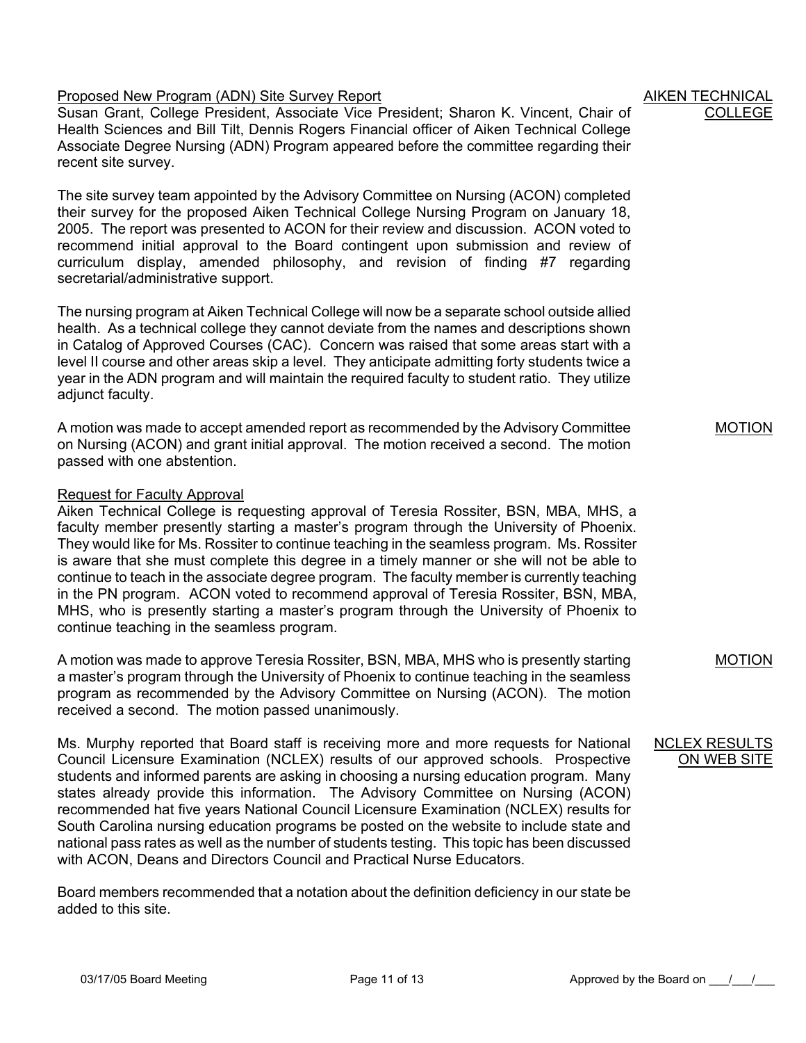AIKEN TECHNICAL COLLEGE

Proposed New Program (ADN) Site Survey Report

Susan Grant, College President, Associate Vice President; Sharon K. Vincent, Chair of Health Sciences and Bill Tilt, Dennis Rogers Financial officer of Aiken Technical College Associate Degree Nursing (ADN) Program appeared before the committee regarding their recent site survey.

The site survey team appointed by the Advisory Committee on Nursing (ACON) completed their survey for the proposed Aiken Technical College Nursing Program on January 18, 2005. The report was presented to ACON for their review and discussion. ACON voted to recommend initial approval to the Board contingent upon submission and review of curriculum display, amended philosophy, and revision of finding #7 regarding secretarial/administrative support.

The nursing program at Aiken Technical College will now be a separate school outside allied health. As a technical college they cannot deviate from the names and descriptions shown in Catalog of Approved Courses (CAC). Concern was raised that some areas start with a level II course and other areas skip a level. They anticipate admitting forty students twice a year in the ADN program and will maintain the required faculty to student ratio. They utilize adjunct faculty.

MOTION

A motion was made to accept amended report as recommended by the Advisory Committee on Nursing (ACON) and grant initial approval. The motion received a second. The motion passed with one abstention.

Request for Faculty Approval

Aiken Technical College is requesting approval of Teresia Rossiter, BSN, MBA, MHS, a faculty member presently starting a master's program through the University of Phoenix. They would like for Ms. Rossiter to continue teaching in the seamless program. Ms. Rossiter is aware that she must complete this degree in a timely manner or she will not be able to continue to teach in the associate degree program. The faculty member is currently teaching in the PN program. ACON voted to recommend approval of Teresia Rossiter, BSN, MBA, MHS, who is presently starting a master's program through the University of Phoenix to continue teaching in the seamless program.

MOTION

A motion was made to approve Teresia Rossiter, BSN, MBA, MHS who is presently starting a master's program through the University of Phoenix to continue teaching in the seamless program as recommended by the Advisory Committee on Nursing (ACON). The motion received a second. The motion passed unanimously.

NCLEX RESULTS ON WEB SITE

Ms. Murphy reported that Board staff is receiving more and more requests for National Council Licensure Examination (NCLEX) results of our approved schools. Prospective students and informed parents are asking in choosing a nursing education program. Many states already provide this information. The Advisory Committee on Nursing (ACON) recommended hat five years National Council Licensure Examination (NCLEX) results for South Carolina nursing education programs be posted on the website to include state and national pass rates as well as the number of students testing. This topic has been discussed with ACON, Deans and Directors Council and Practical Nurse Educators.

Board members recommended that a notation about the definition deficiency in our state be added to this site.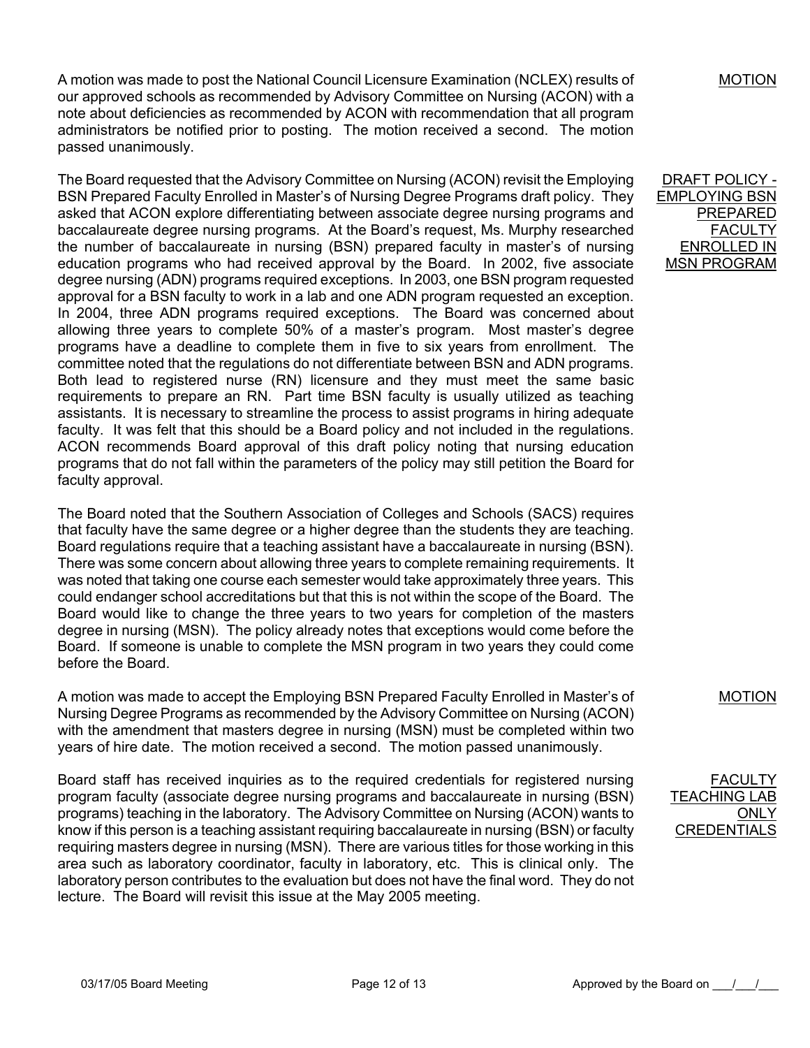**MOTION**

A motion was made to post the National Council Licensure Examination (NCLEX) results of our approved schools as recommended by Advisory Committee on Nursing (ACON) with a note about deficiencies as recommended by ACON with recommendation that all program administrators be notified prior to posting. The motion received a second. The motion passed unanimously.

**DRAFT POLICY - EMPLOYING BSN PREPARED FACULTY ENROLLED IN MSN PROGRAM**

The Board requested that the Advisory Committee on Nursing (ACON) revisit the Employing BSN Prepared Faculty Enrolled in Master's of Nursing Degree Programs draft policy. They asked that ACON explore differentiating between associate degree nursing programs and baccalaureate degree nursing programs. At the Board's request, Ms. Murphy researched the number of baccalaureate in nursing (BSN) prepared faculty in master's of nursing education programs who had received approval by the Board. In 2002, five associate degree nursing (ADN) programs required exceptions. In 2003, one BSN program requested approval for a BSN faculty to work in a lab and one ADN program requested an exception. In 2004, three ADN programs required exceptions. The Board was concerned about allowing three years to complete 50% of a master's program. Most master's degree programs have a deadline to complete them in five to six years from enrollment. The committee noted that the regulations do not differentiate between BSN and ADN programs. Both lead to registered nurse (RN) licensure and they must meet the same basic requirements to prepare an RN. Part time BSN faculty is usually utilized as teaching assistants. It is necessary to streamline the process to assist programs in hiring adequate faculty. It was felt that this should be a Board policy and not included in the regulations. ACON recommends Board approval of this draft policy noting that nursing education programs that do not fall within the parameters of the policy may still petition the Board for faculty approval.

The Board noted that the Southern Association of Colleges and Schools (SACS) requires that faculty have the same degree or a higher degree than the students they are teaching. Board regulations require that a teaching assistant have a baccalaureate in nursing (BSN). There was some concern about allowing three years to complete remaining requirements. It was noted that taking one course each semester would take approximately three years. This could endanger school accreditations but that this is not within the scope of the Board. The Board would like to change the three years to two years for completion of the masters degree in nursing (MSN). The policy already notes that exceptions would come before the Board. If someone is unable to complete the MSN program in two years they could come before the Board.

**MOTION**

A motion was made to accept the Employing BSN Prepared Faculty Enrolled in Master's of Nursing Degree Programs as recommended by the Advisory Committee on Nursing (ACON) with the amendment that masters degree in nursing (MSN) must be completed within two years of hire date. The motion received a second. The motion passed unanimously.

**FACULTY TEACHING LAB ONLY CREDENTIALS**

Board staff has received inquiries as to the required credentials for registered nursing program faculty (associate degree nursing programs and baccalaureate in nursing (BSN) programs) teaching in the laboratory. The Advisory Committee on Nursing (ACON) wants to know if this person is a teaching assistant requiring baccalaureate in nursing (BSN) or faculty requiring masters degree in nursing (MSN). There are various titles for those working in this area such as laboratory coordinator, faculty in laboratory, etc. This is clinical only. The laboratory person contributes to the evaluation but does not have the final word. They do not lecture. The Board will revisit this issue at the May 2005 meeting.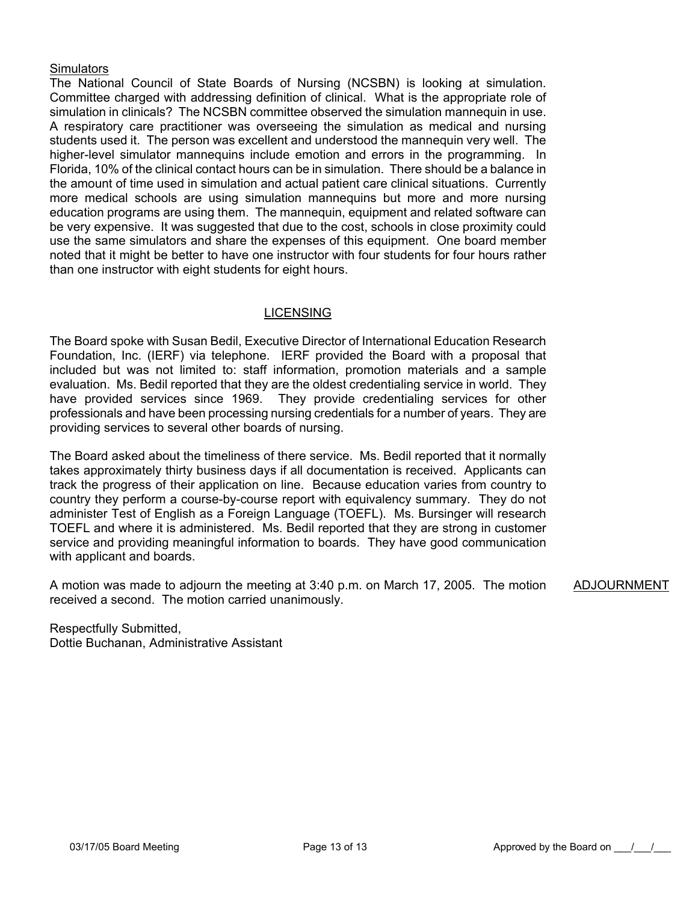Simulators

The National Council of State Boards of Nursing (NCSBN) is looking at simulation. Committee charged with addressing definition of clinical. What is the appropriate role of simulation in clinicals? The NCSBN committee observed the simulation mannequin in use. A respiratory care practitioner was overseeing the simulation as medical and nursing students used it. The person was excellent and understood the mannequin very well. The higher-level simulator mannequins include emotion and errors in the programming. In Florida, 10% of the clinical contact hours can be in simulation. There should be a balance in the amount of time used in simulation and actual patient care clinical situations. Currently more medical schools are using simulation mannequins but more and more nursing education programs are using them. The mannequin, equipment and related software can be very expensive. It was suggested that due to the cost, schools in close proximity could use the same simulators and share the expenses of this equipment. One board member noted that it might be better to have one instructor with four students for four hours rather than one instructor with eight students for eight hours.

## LICENSING

The Board spoke with Susan Bedil, Executive Director of International Education Research Foundation, Inc. (IERF) via telephone. IERF provided the Board with a proposal that included but was not limited to: staff information, promotion materials and a sample evaluation. Ms. Bedil reported that they are the oldest credentialing service in world. They have provided services since 1969. They provide credentialing services for other professionals and have been processing nursing credentials for a number of years. They are providing services to several other boards of nursing.

The Board asked about the timeliness of there service. Ms. Bedil reported that it normally takes approximately thirty business days if all documentation is received. Applicants can track the progress of their application on line. Because education varies from country to country they perform a course-by-course report with equivalency summary. They do not administer Test of English as a Foreign Language (TOEFL). Ms. Bursinger will research TOEFL and where it is administered. Ms. Bedil reported that they are strong in customer service and providing meaningful information to boards. They have good communication with applicant and boards.

ADJOURNMENT

A motion was made to adjourn the meeting at 3:40 p.m. on March 17, 2005. The motion received a second. The motion carried unanimously.

Respectfully Submitted,
Dottie Buchanan, Administrative Assistant